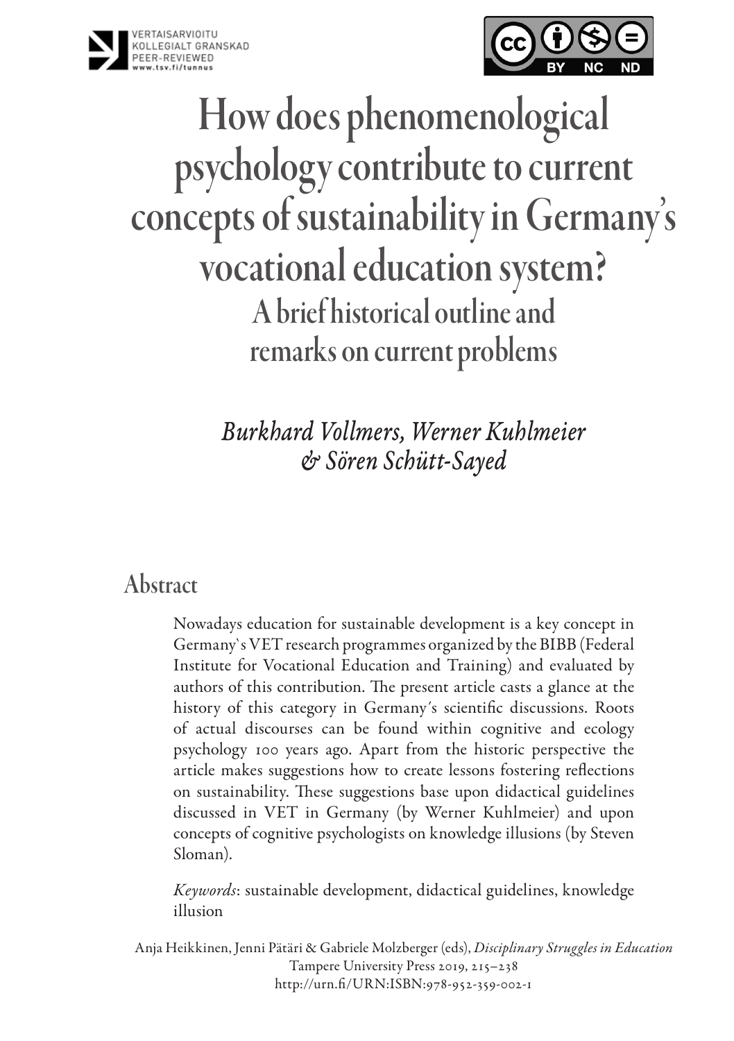VERTAISARVIOITU
KOLLEGIALT GRANSKAD
PEER-REVIEWED
www.tsv.fi/tunnus

# How does phenomenological psychology contribute to current concepts of sustainability in Germany's vocational education system?

## A brief historical outline and remarks on current problems

*Burkhard Vollmers, Werner Kuhlmeier & Sören Schütt-Sayed*

## Abstract

Nowadays education for sustainable development is a key concept in Germany`s VET research programmes organized by the BIBB (Federal Institute for Vocational Education and Training) and evaluated by authors of this contribution. The present article casts a glance at the history of this category in Germany´s scientific discussions. Roots of actual discourses can be found within cognitive and ecology psychology 100 years ago. Apart from the historic perspective the article makes suggestions how to create lessons fostering reflections on sustainability. These suggestions base upon didactical guidelines discussed in VET in Germany (by Werner Kuhlmeier) and upon concepts of cognitive psychologists on knowledge illusions (by Steven Sloman).

*Keywords*: sustainable development, didactical guidelines, knowledge illusion

Anja Heikkinen, Jenni Pätäri & Gabriele Molzberger (eds), *Disciplinary Struggles in Education*
Tampere University Press 2019, 215–238
http://urn.fi/URN:ISBN:978-952-359-002-1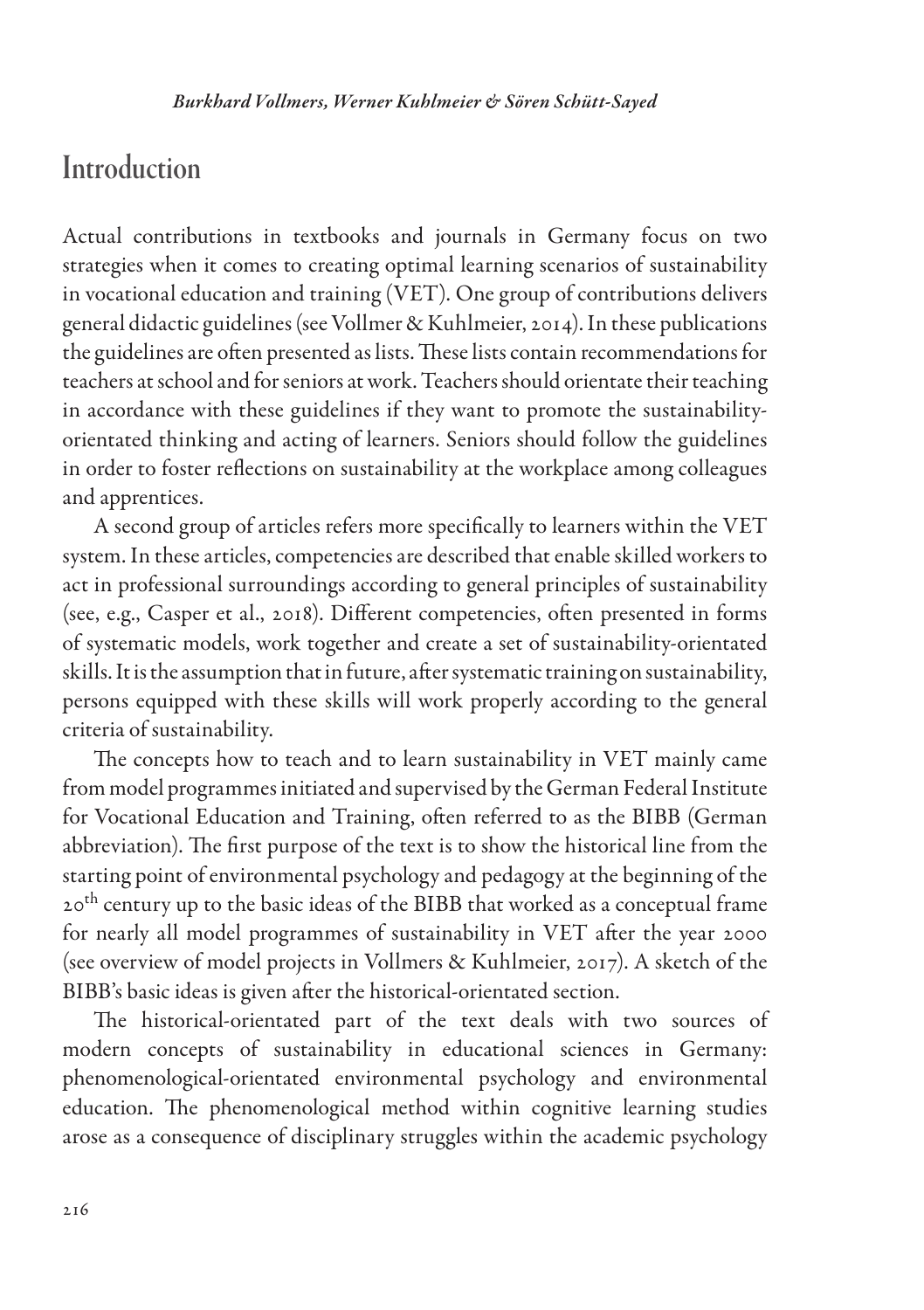## Introduction

Actual contributions in textbooks and journals in Germany focus on two strategies when it comes to creating optimal learning scenarios of sustainability in vocational education and training (VET). One group of contributions delivers general didactic guidelines (see Vollmer & Kuhlmeier, 2014). In these publications the guidelines are often presented as lists. These lists contain recommendations for teachers at school and for seniors at work. Teachers should orientate their teaching in accordance with these guidelines if they want to promote the sustainability-orientated thinking and acting of learners. Seniors should follow the guidelines in order to foster reflections on sustainability at the workplace among colleagues and apprentices.

A second group of articles refers more specifically to learners within the VET system. In these articles, competencies are described that enable skilled workers to act in professional surroundings according to general principles of sustainability (see, e.g., Casper et al., 2018). Different competencies, often presented in forms of systematic models, work together and create a set of sustainability-orientated skills. It is the assumption that in future, after systematic training on sustainability, persons equipped with these skills will work properly according to the general criteria of sustainability.

The concepts how to teach and to learn sustainability in VET mainly came from model programmes initiated and supervised by the German Federal Institute for Vocational Education and Training, often referred to as the BIBB (German abbreviation). The first purpose of the text is to show the historical line from the starting point of environmental psychology and pedagogy at the beginning of the 20th century up to the basic ideas of the BIBB that worked as a conceptual frame for nearly all model programmes of sustainability in VET after the year 2000 (see overview of model projects in Vollmers & Kuhlmeier, 2017). A sketch of the BIBB's basic ideas is given after the historical-orientated section.

The historical-orientated part of the text deals with two sources of modern concepts of sustainability in educational sciences in Germany: phenomenological-orientated environmental psychology and environmental education. The phenomenological method within cognitive learning studies arose as a consequence of disciplinary struggles within the academic psychology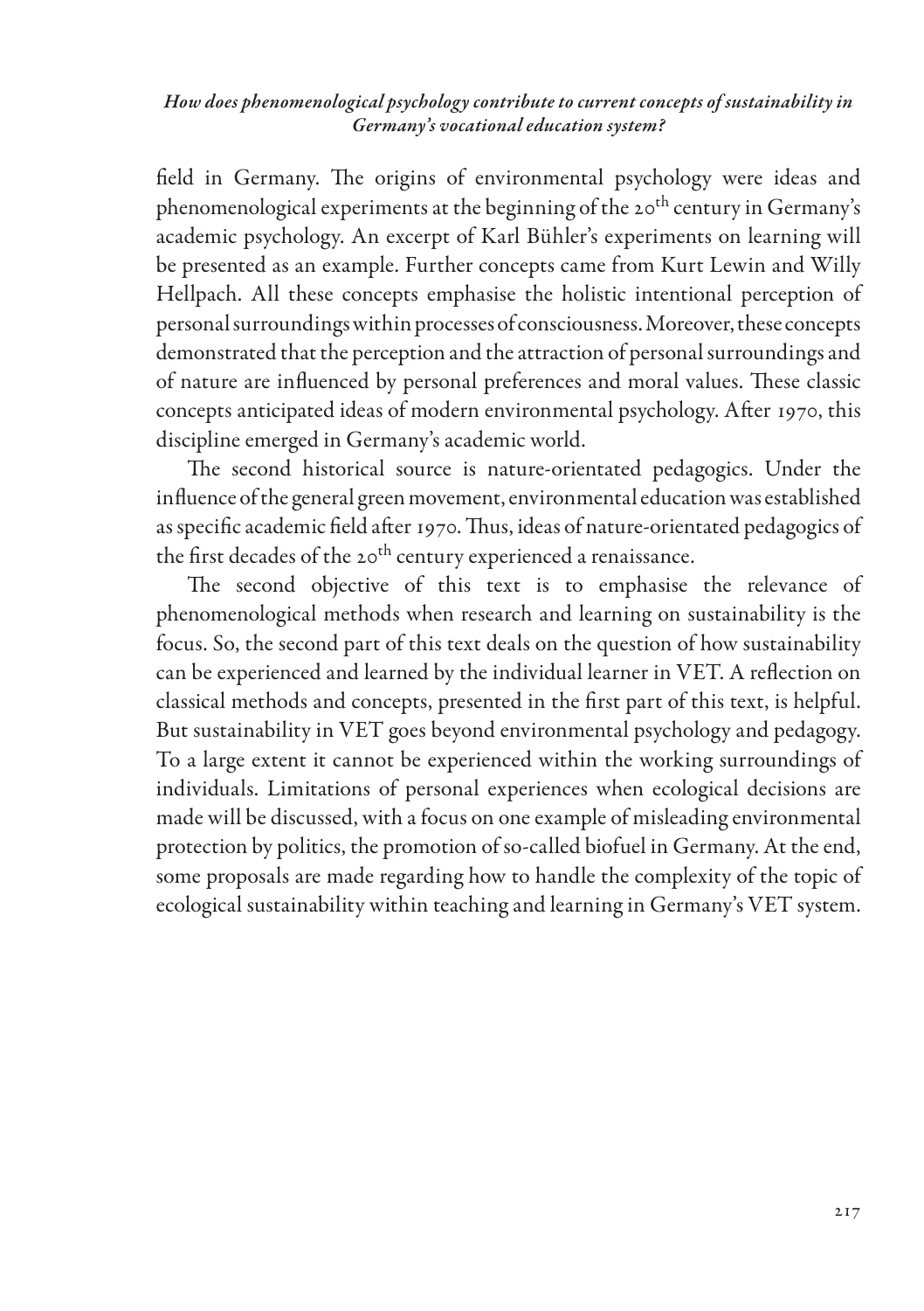field in Germany. The origins of environmental psychology were ideas and phenomenological experiments at the beginning of the 20th century in Germany's academic psychology. An excerpt of Karl Bühler's experiments on learning will be presented as an example. Further concepts came from Kurt Lewin and Willy Hellpach. All these concepts emphasise the holistic intentional perception of personal surroundings within processes of consciousness. Moreover, these concepts demonstrated that the perception and the attraction of personal surroundings and of nature are influenced by personal preferences and moral values. These classic concepts anticipated ideas of modern environmental psychology. After 1970, this discipline emerged in Germany's academic world.

The second historical source is nature-orientated pedagogics. Under the influence of the general green movement, environmental education was established as specific academic field after 1970. Thus, ideas of nature-orientated pedagogics of the first decades of the 20th century experienced a renaissance.

The second objective of this text is to emphasise the relevance of phenomenological methods when research and learning on sustainability is the focus. So, the second part of this text deals on the question of how sustainability can be experienced and learned by the individual learner in VET. A reflection on classical methods and concepts, presented in the first part of this text, is helpful. But sustainability in VET goes beyond environmental psychology and pedagogy. To a large extent it cannot be experienced within the working surroundings of individuals. Limitations of personal experiences when ecological decisions are made will be discussed, with a focus on one example of misleading environmental protection by politics, the promotion of so-called biofuel in Germany. At the end, some proposals are made regarding how to handle the complexity of the topic of ecological sustainability within teaching and learning in Germany's VET system.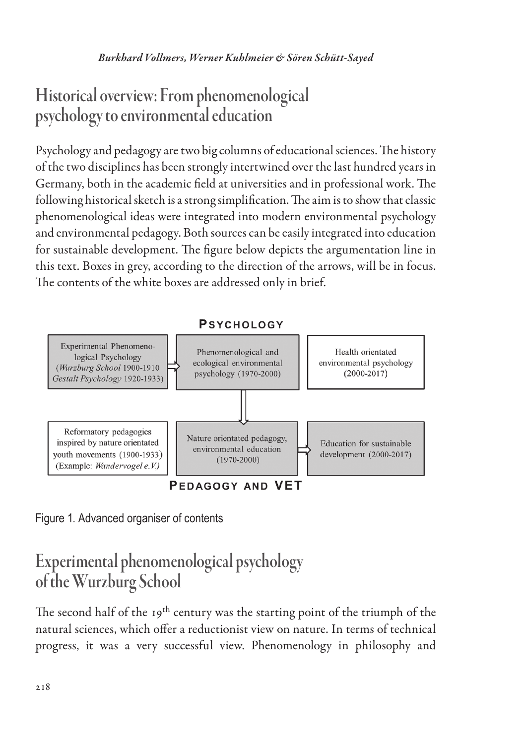## Historical overview: From phenomenological psychology to environmental education

Psychology and pedagogy are two big columns of educational sciences. The history of the two disciplines has been strongly intertwined over the last hundred years in Germany, both in the academic field at universities and in professional work. The following historical sketch is a strong simplification. The aim is to show that classic phenomenological ideas were integrated into modern environmental psychology and environmental pedagogy. Both sources can be easily integrated into education for sustainable development. The figure below depicts the argumentation line in this text. Boxes in grey, according to the direction of the arrows, will be in focus. The contents of the white boxes are addressed only in brief.

| | | | | |
|---|---|---|---|---|
| **PSYCHOLOGY** | | | | |
| Experimental Phenomenological Psychology (*Wurzburg School* 1900-1910 *Gestalt Psychology* 1920-1933) | ⇒ | Phenomenological and ecological environmental psychology (1970-2000) | | Health orientated environmental psychology (2000-2017) |
| | | ⇓ | | |
| Reformatory pedagogics inspired by nature orientated youth movements (1900-1933) (Example: *Wandervogel e.V.*) | | Nature orientated pedagogy, environmental education (1970-2000) | ⇒ | Education for sustainable development (2000-2017) |
| **PEDAGOGY AND VET** | | | | |

Figure 1. Advanced organiser of contents

## Experimental phenomenological psychology of the Wurzburg School

The second half of the 19th century was the starting point of the triumph of the natural sciences, which offer a reductionist view on nature. In terms of technical progress, it was a very successful view. Phenomenology in philosophy and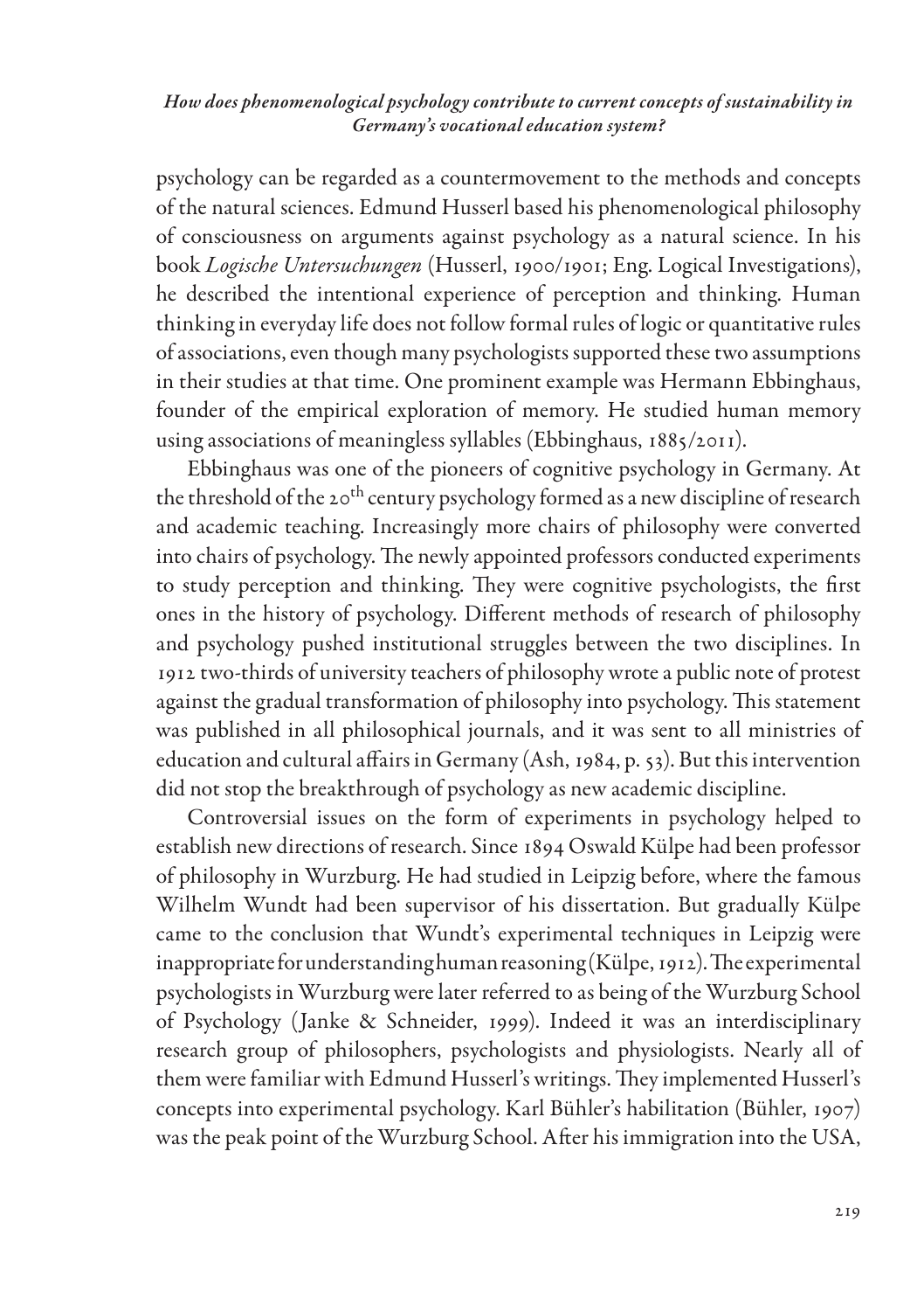psychology can be regarded as a countermovement to the methods and concepts of the natural sciences. Edmund Husserl based his phenomenological philosophy of consciousness on arguments against psychology as a natural science. In his book *Logische Untersuchungen* (Husserl, 1900/1901; Eng. Logical Investigations), he described the intentional experience of perception and thinking. Human thinking in everyday life does not follow formal rules of logic or quantitative rules of associations, even though many psychologists supported these two assumptions in their studies at that time. One prominent example was Hermann Ebbinghaus, founder of the empirical exploration of memory. He studied human memory using associations of meaningless syllables (Ebbinghaus, 1885/2011).

Ebbinghaus was one of the pioneers of cognitive psychology in Germany. At the threshold of the 20th century psychology formed as a new discipline of research and academic teaching. Increasingly more chairs of philosophy were converted into chairs of psychology. The newly appointed professors conducted experiments to study perception and thinking. They were cognitive psychologists, the first ones in the history of psychology. Different methods of research of philosophy and psychology pushed institutional struggles between the two disciplines. In 1912 two-thirds of university teachers of philosophy wrote a public note of protest against the gradual transformation of philosophy into psychology. This statement was published in all philosophical journals, and it was sent to all ministries of education and cultural affairs in Germany (Ash, 1984, p. 53). But this intervention did not stop the breakthrough of psychology as new academic discipline.

Controversial issues on the form of experiments in psychology helped to establish new directions of research. Since 1894 Oswald Külpe had been professor of philosophy in Wurzburg. He had studied in Leipzig before, where the famous Wilhelm Wundt had been supervisor of his dissertation. But gradually Külpe came to the conclusion that Wundt's experimental techniques in Leipzig were inappropriate for understanding human reasoning (Külpe, 1912). The experimental psychologists in Wurzburg were later referred to as being of the Wurzburg School of Psychology (Janke & Schneider, 1999). Indeed it was an interdisciplinary research group of philosophers, psychologists and physiologists. Nearly all of them were familiar with Edmund Husserl's writings. They implemented Husserl's concepts into experimental psychology. Karl Bühler's habilitation (Bühler, 1907) was the peak point of the Wurzburg School. After his immigration into the USA,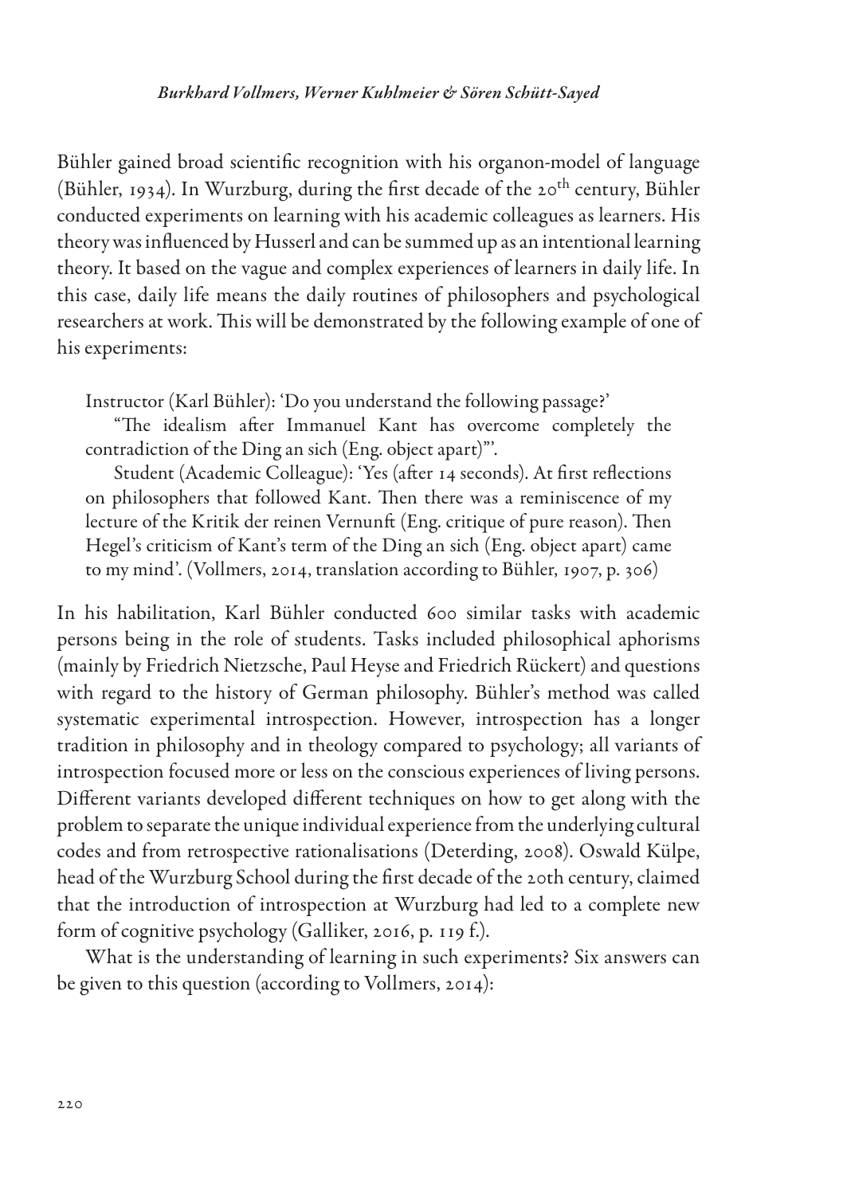Bühler gained broad scientific recognition with his organon-model of language (Bühler, 1934). In Wurzburg, during the first decade of the 20th century, Bühler conducted experiments on learning with his academic colleagues as learners. His theory was influenced by Husserl and can be summed up as an intentional learning theory. It based on the vague and complex experiences of learners in daily life. In this case, daily life means the daily routines of philosophers and psychological researchers at work. This will be demonstrated by the following example of one of his experiments:

> Instructor (Karl Bühler): 'Do you understand the following passage?'
>
> "The idealism after Immanuel Kant has overcome completely the contradiction of the Ding an sich (Eng. object apart)"'.
>
> Student (Academic Colleague): 'Yes (after 14 seconds). At first reflections on philosophers that followed Kant. Then there was a reminiscence of my lecture of the Kritik der reinen Vernunft (Eng. critique of pure reason). Then Hegel's criticism of Kant's term of the Ding an sich (Eng. object apart) came to my mind'. (Vollmers, 2014, translation according to Bühler, 1907, p. 306)

In his habilitation, Karl Bühler conducted 600 similar tasks with academic persons being in the role of students. Tasks included philosophical aphorisms (mainly by Friedrich Nietzsche, Paul Heyse and Friedrich Rückert) and questions with regard to the history of German philosophy. Bühler's method was called systematic experimental introspection. However, introspection has a longer tradition in philosophy and in theology compared to psychology; all variants of introspection focused more or less on the conscious experiences of living persons. Different variants developed different techniques on how to get along with the problem to separate the unique individual experience from the underlying cultural codes and from retrospective rationalisations (Deterding, 2008). Oswald Külpe, head of the Wurzburg School during the first decade of the 20th century, claimed that the introduction of introspection at Wurzburg had led to a complete new form of cognitive psychology (Galliker, 2016, p. 119 f.).

What is the understanding of learning in such experiments? Six answers can be given to this question (according to Vollmers, 2014):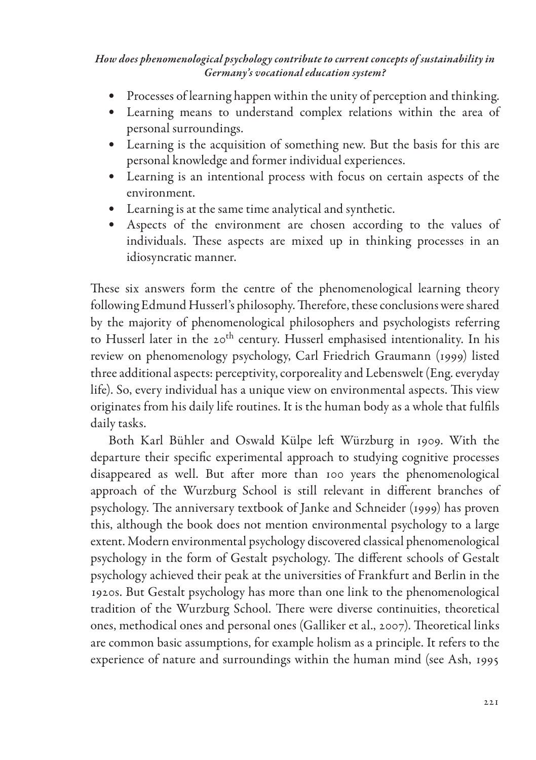- Processes of learning happen within the unity of perception and thinking.
- Learning means to understand complex relations within the area of personal surroundings.
- Learning is the acquisition of something new. But the basis for this are personal knowledge and former individual experiences.
- Learning is an intentional process with focus on certain aspects of the environment.
- Learning is at the same time analytical and synthetic.
- Aspects of the environment are chosen according to the values of individuals. These aspects are mixed up in thinking processes in an idiosyncratic manner.

These six answers form the centre of the phenomenological learning theory following Edmund Husserl's philosophy. Therefore, these conclusions were shared by the majority of phenomenological philosophers and psychologists referring to Husserl later in the 20th century. Husserl emphasised intentionality. In his review on phenomenology psychology, Carl Friedrich Graumann (1999) listed three additional aspects: perceptivity, corporeality and Lebenswelt (Eng. everyday life). So, every individual has a unique view on environmental aspects. This view originates from his daily life routines. It is the human body as a whole that fulfils daily tasks.

Both Karl Bühler and Oswald Külpe left Würzburg in 1909. With the departure their specific experimental approach to studying cognitive processes disappeared as well. But after more than 100 years the phenomenological approach of the Wurzburg School is still relevant in different branches of psychology. The anniversary textbook of Janke and Schneider (1999) has proven this, although the book does not mention environmental psychology to a large extent. Modern environmental psychology discovered classical phenomenological psychology in the form of Gestalt psychology. The different schools of Gestalt psychology achieved their peak at the universities of Frankfurt and Berlin in the 1920s. But Gestalt psychology has more than one link to the phenomenological tradition of the Wurzburg School. There were diverse continuities, theoretical ones, methodical ones and personal ones (Galliker et al., 2007). Theoretical links are common basic assumptions, for example holism as a principle. It refers to the experience of nature and surroundings within the human mind (see Ash, 1995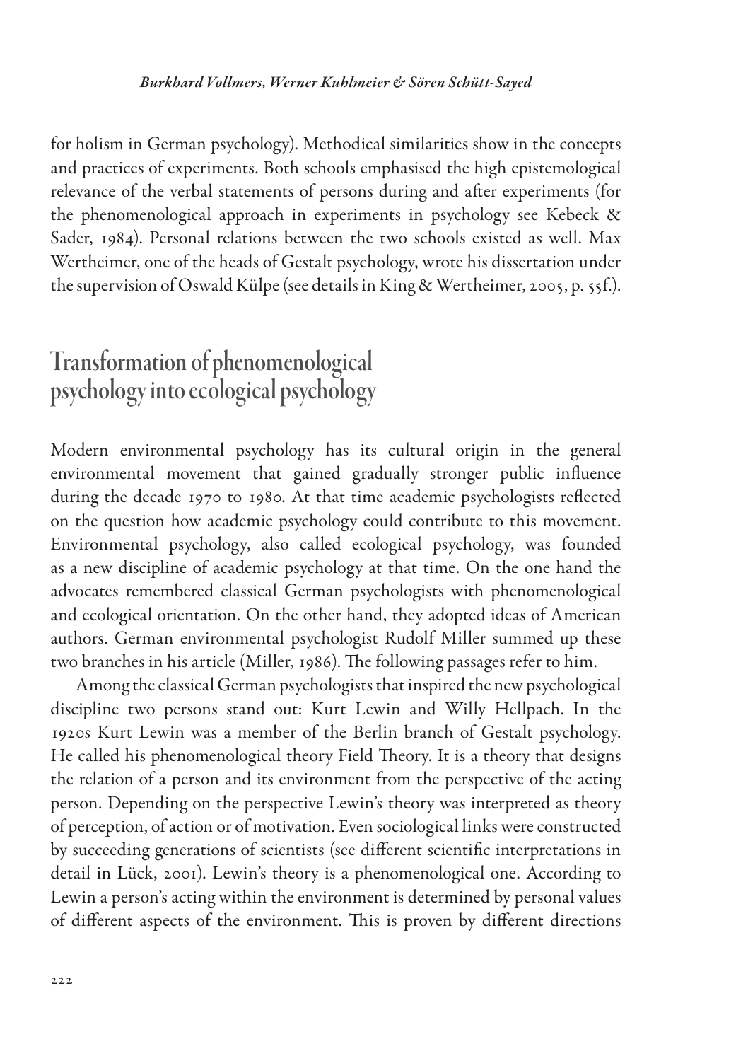for holism in German psychology). Methodical similarities show in the concepts and practices of experiments. Both schools emphasised the high epistemological relevance of the verbal statements of persons during and after experiments (for the phenomenological approach in experiments in psychology see Kebeck & Sader, 1984). Personal relations between the two schools existed as well. Max Wertheimer, one of the heads of Gestalt psychology, wrote his dissertation under the supervision of Oswald Külpe (see details in King & Wertheimer, 2005, p. 55f.).

## Transformation of phenomenological psychology into ecological psychology

Modern environmental psychology has its cultural origin in the general environmental movement that gained gradually stronger public influence during the decade 1970 to 1980. At that time academic psychologists reflected on the question how academic psychology could contribute to this movement. Environmental psychology, also called ecological psychology, was founded as a new discipline of academic psychology at that time. On the one hand the advocates remembered classical German psychologists with phenomenological and ecological orientation. On the other hand, they adopted ideas of American authors. German environmental psychologist Rudolf Miller summed up these two branches in his article (Miller, 1986). The following passages refer to him.

Among the classical German psychologists that inspired the new psychological discipline two persons stand out: Kurt Lewin and Willy Hellpach. In the 1920s Kurt Lewin was a member of the Berlin branch of Gestalt psychology. He called his phenomenological theory Field Theory. It is a theory that designs the relation of a person and its environment from the perspective of the acting person. Depending on the perspective Lewin's theory was interpreted as theory of perception, of action or of motivation. Even sociological links were constructed by succeeding generations of scientists (see different scientific interpretations in detail in Lück, 2001). Lewin's theory is a phenomenological one. According to Lewin a person's acting within the environment is determined by personal values of different aspects of the environment. This is proven by different directions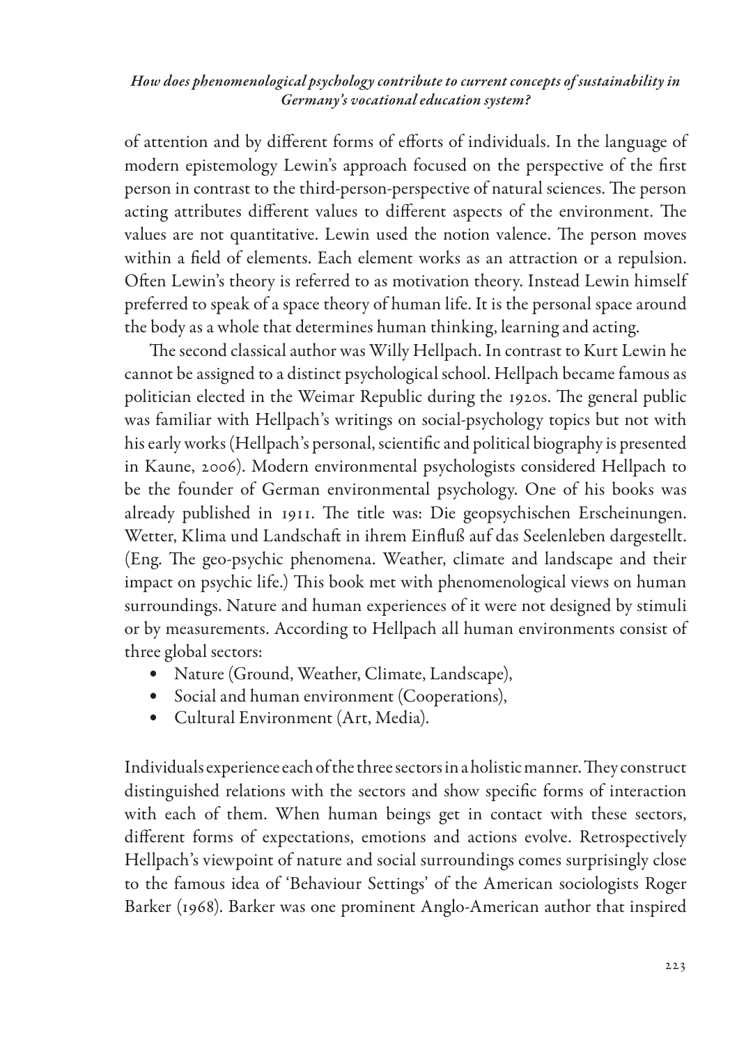of attention and by different forms of efforts of individuals. In the language of modern epistemology Lewin's approach focused on the perspective of the first person in contrast to the third-person-perspective of natural sciences. The person acting attributes different values to different aspects of the environment. The values are not quantitative. Lewin used the notion valence. The person moves within a field of elements. Each element works as an attraction or a repulsion. Often Lewin's theory is referred to as motivation theory. Instead Lewin himself preferred to speak of a space theory of human life. It is the personal space around the body as a whole that determines human thinking, learning and acting.

The second classical author was Willy Hellpach. In contrast to Kurt Lewin he cannot be assigned to a distinct psychological school. Hellpach became famous as politician elected in the Weimar Republic during the 1920s. The general public was familiar with Hellpach's writings on social-psychology topics but not with his early works (Hellpach's personal, scientific and political biography is presented in Kaune, 2006). Modern environmental psychologists considered Hellpach to be the founder of German environmental psychology. One of his books was already published in 1911. The title was: Die geopsychischen Erscheinungen. Wetter, Klima und Landschaft in ihrem Einfluß auf das Seelenleben dargestellt. (Eng. The geo-psychic phenomena. Weather, climate and landscape and their impact on psychic life.) This book met with phenomenological views on human surroundings. Nature and human experiences of it were not designed by stimuli or by measurements. According to Hellpach all human environments consist of three global sectors:

- Nature (Ground, Weather, Climate, Landscape),
- Social and human environment (Cooperations),
- Cultural Environment (Art, Media).

Individuals experience each of the three sectors in a holistic manner. They construct distinguished relations with the sectors and show specific forms of interaction with each of them. When human beings get in contact with these sectors, different forms of expectations, emotions and actions evolve. Retrospectively Hellpach's viewpoint of nature and social surroundings comes surprisingly close to the famous idea of 'Behaviour Settings' of the American sociologists Roger Barker (1968). Barker was one prominent Anglo-American author that inspired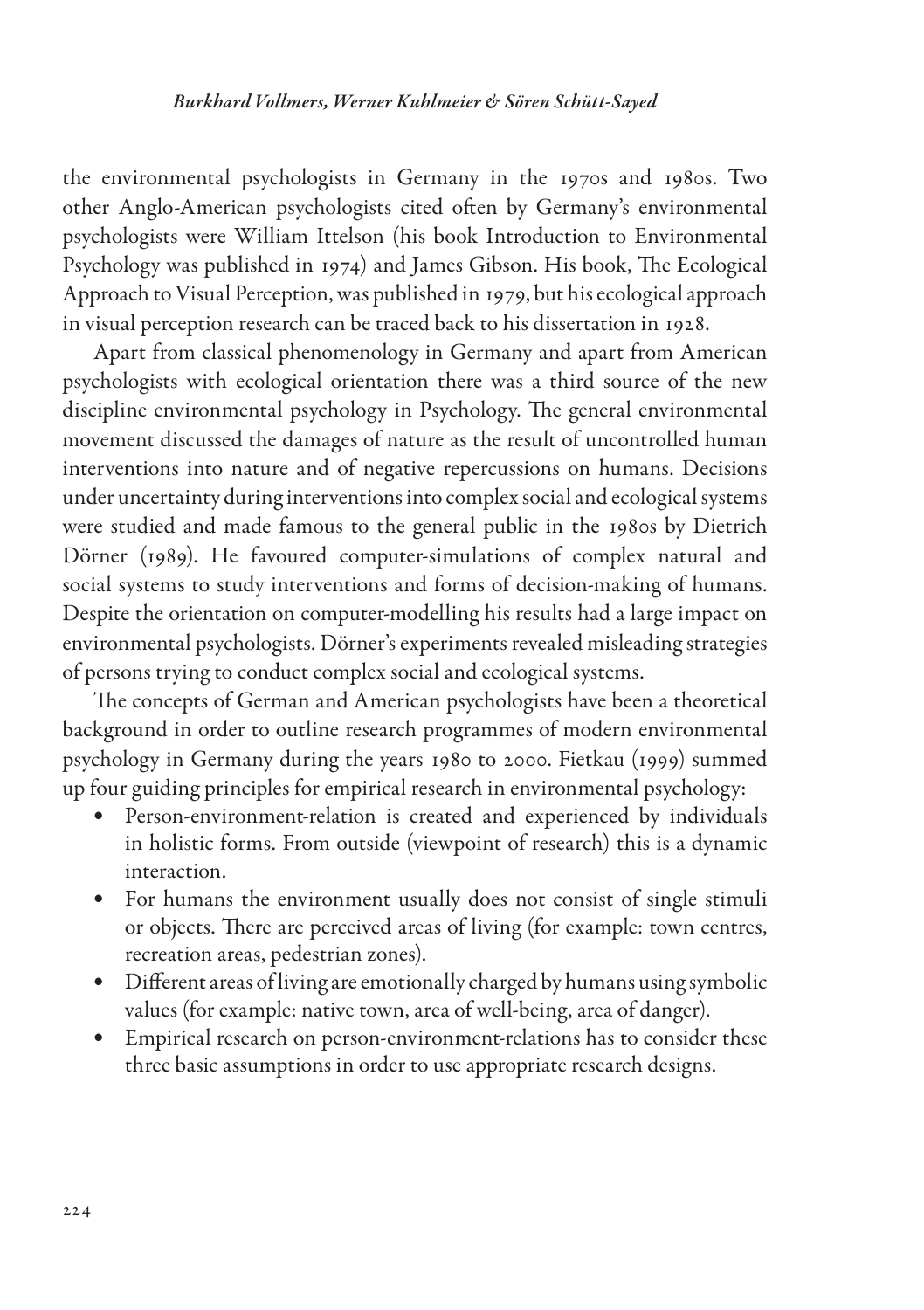the environmental psychologists in Germany in the 1970s and 1980s. Two other Anglo-American psychologists cited often by Germany's environmental psychologists were William Ittelson (his book Introduction to Environmental Psychology was published in 1974) and James Gibson. His book, The Ecological Approach to Visual Perception, was published in 1979, but his ecological approach in visual perception research can be traced back to his dissertation in 1928.

Apart from classical phenomenology in Germany and apart from American psychologists with ecological orientation there was a third source of the new discipline environmental psychology in Psychology. The general environmental movement discussed the damages of nature as the result of uncontrolled human interventions into nature and of negative repercussions on humans. Decisions under uncertainty during interventions into complex social and ecological systems were studied and made famous to the general public in the 1980s by Dietrich Dörner (1989). He favoured computer-simulations of complex natural and social systems to study interventions and forms of decision-making of humans. Despite the orientation on computer-modelling his results had a large impact on environmental psychologists. Dörner's experiments revealed misleading strategies of persons trying to conduct complex social and ecological systems.

The concepts of German and American psychologists have been a theoretical background in order to outline research programmes of modern environmental psychology in Germany during the years 1980 to 2000. Fietkau (1999) summed up four guiding principles for empirical research in environmental psychology:

- Person-environment-relation is created and experienced by individuals in holistic forms. From outside (viewpoint of research) this is a dynamic interaction.
- For humans the environment usually does not consist of single stimuli or objects. There are perceived areas of living (for example: town centres, recreation areas, pedestrian zones).
- Different areas of living are emotionally charged by humans using symbolic values (for example: native town, area of well-being, area of danger).
- Empirical research on person-environment-relations has to consider these three basic assumptions in order to use appropriate research designs.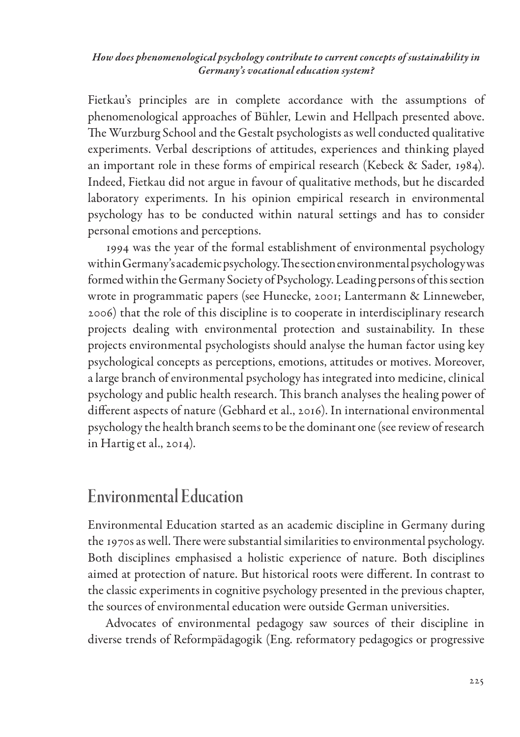Fietkau's principles are in complete accordance with the assumptions of phenomenological approaches of Bühler, Lewin and Hellpach presented above. The Wurzburg School and the Gestalt psychologists as well conducted qualitative experiments. Verbal descriptions of attitudes, experiences and thinking played an important role in these forms of empirical research (Kebeck & Sader, 1984). Indeed, Fietkau did not argue in favour of qualitative methods, but he discarded laboratory experiments. In his opinion empirical research in environmental psychology has to be conducted within natural settings and has to consider personal emotions and perceptions.

1994 was the year of the formal establishment of environmental psychology within Germany's academic psychology. The section environmental psychology was formed within the Germany Society of Psychology. Leading persons of this section wrote in programmatic papers (see Hunecke, 2001; Lantermann & Linneweber, 2006) that the role of this discipline is to cooperate in interdisciplinary research projects dealing with environmental protection and sustainability. In these projects environmental psychologists should analyse the human factor using key psychological concepts as perceptions, emotions, attitudes or motives. Moreover, a large branch of environmental psychology has integrated into medicine, clinical psychology and public health research. This branch analyses the healing power of different aspects of nature (Gebhard et al., 2016). In international environmental psychology the health branch seems to be the dominant one (see review of research in Hartig et al., 2014).

## Environmental Education

Environmental Education started as an academic discipline in Germany during the 1970s as well. There were substantial similarities to environmental psychology. Both disciplines emphasised a holistic experience of nature. Both disciplines aimed at protection of nature. But historical roots were different. In contrast to the classic experiments in cognitive psychology presented in the previous chapter, the sources of environmental education were outside German universities.

Advocates of environmental pedagogy saw sources of their discipline in diverse trends of Reformpädagogik (Eng. reformatory pedagogics or progressive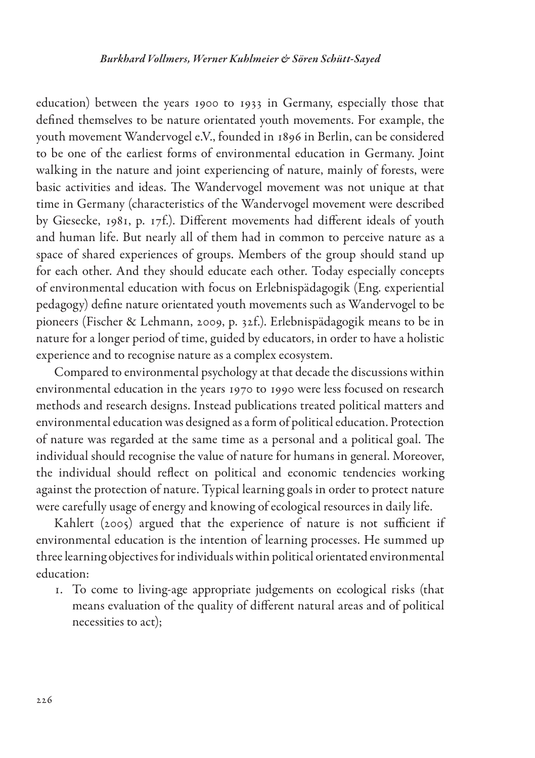education) between the years 1900 to 1933 in Germany, especially those that defined themselves to be nature orientated youth movements. For example, the youth movement Wandervogel e.V., founded in 1896 in Berlin, can be considered to be one of the earliest forms of environmental education in Germany. Joint walking in the nature and joint experiencing of nature, mainly of forests, were basic activities and ideas. The Wandervogel movement was not unique at that time in Germany (characteristics of the Wandervogel movement were described by Giesecke, 1981, p. 17f.). Different movements had different ideals of youth and human life. But nearly all of them had in common to perceive nature as a space of shared experiences of groups. Members of the group should stand up for each other. And they should educate each other. Today especially concepts of environmental education with focus on Erlebnispädagogik (Eng. experiential pedagogy) define nature orientated youth movements such as Wandervogel to be pioneers (Fischer & Lehmann, 2009, p. 32f.). Erlebnispädagogik means to be in nature for a longer period of time, guided by educators, in order to have a holistic experience and to recognise nature as a complex ecosystem.

Compared to environmental psychology at that decade the discussions within environmental education in the years 1970 to 1990 were less focused on research methods and research designs. Instead publications treated political matters and environmental education was designed as a form of political education. Protection of nature was regarded at the same time as a personal and a political goal. The individual should recognise the value of nature for humans in general. Moreover, the individual should reflect on political and economic tendencies working against the protection of nature. Typical learning goals in order to protect nature were carefully usage of energy and knowing of ecological resources in daily life.

Kahlert (2005) argued that the experience of nature is not sufficient if environmental education is the intention of learning processes. He summed up three learning objectives for individuals within political orientated environmental education:

1. To come to living-age appropriate judgements on ecological risks (that means evaluation of the quality of different natural areas and of political necessities to act);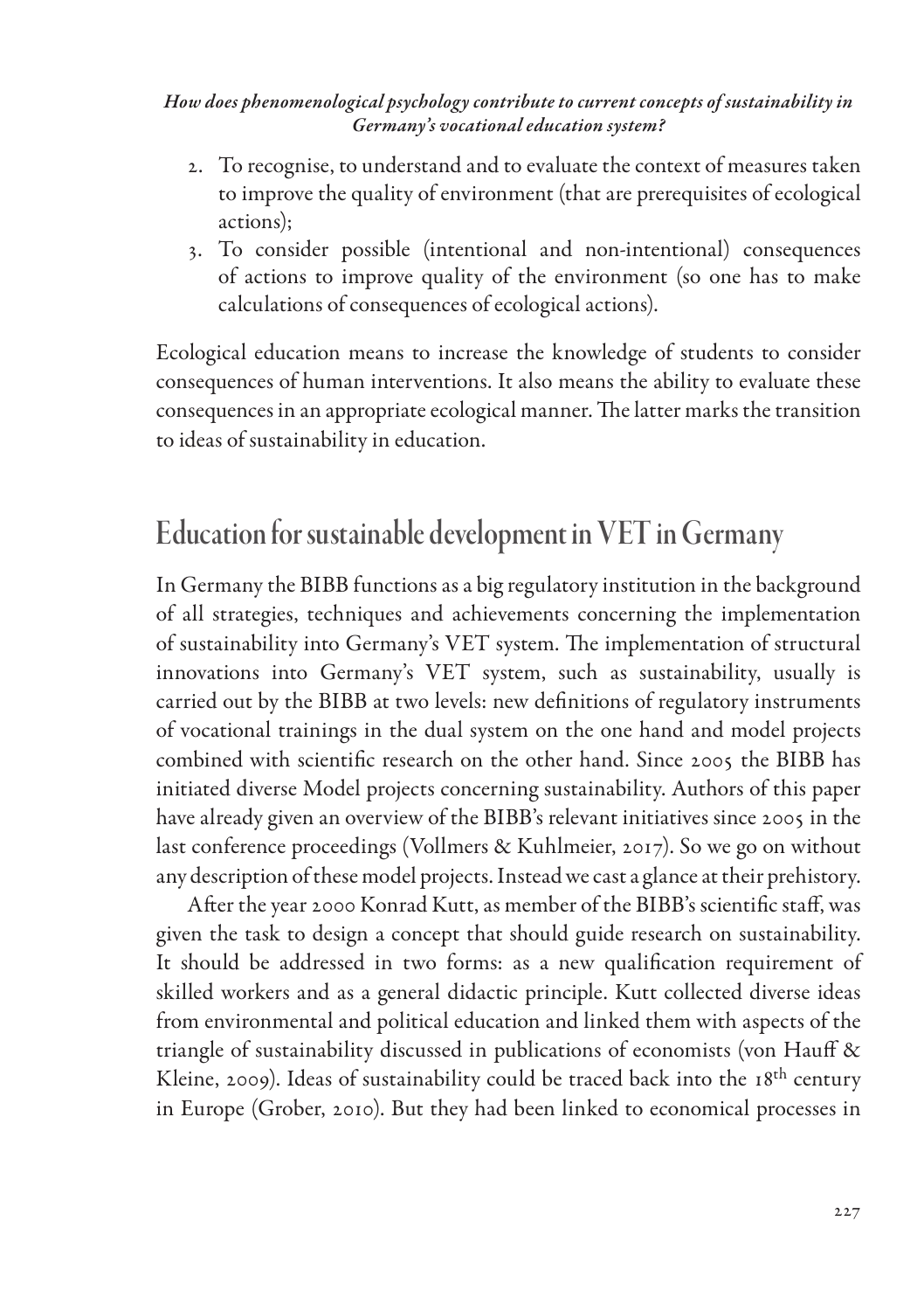2. To recognise, to understand and to evaluate the context of measures taken to improve the quality of environment (that are prerequisites of ecological actions);
3. To consider possible (intentional and non-intentional) consequences of actions to improve quality of the environment (so one has to make calculations of consequences of ecological actions).

Ecological education means to increase the knowledge of students to consider consequences of human interventions. It also means the ability to evaluate these consequences in an appropriate ecological manner. The latter marks the transition to ideas of sustainability in education.

## Education for sustainable development in VET in Germany

In Germany the BIBB functions as a big regulatory institution in the background of all strategies, techniques and achievements concerning the implementation of sustainability into Germany's VET system. The implementation of structural innovations into Germany's VET system, such as sustainability, usually is carried out by the BIBB at two levels: new definitions of regulatory instruments of vocational trainings in the dual system on the one hand and model projects combined with scientific research on the other hand. Since 2005 the BIBB has initiated diverse Model projects concerning sustainability. Authors of this paper have already given an overview of the BIBB's relevant initiatives since 2005 in the last conference proceedings (Vollmers & Kuhlmeier, 2017). So we go on without any description of these model projects. Instead we cast a glance at their prehistory.

After the year 2000 Konrad Kutt, as member of the BIBB's scientific staff, was given the task to design a concept that should guide research on sustainability. It should be addressed in two forms: as a new qualification requirement of skilled workers and as a general didactic principle. Kutt collected diverse ideas from environmental and political education and linked them with aspects of the triangle of sustainability discussed in publications of economists (von Hauff & Kleine, 2009). Ideas of sustainability could be traced back into the 18th century in Europe (Grober, 2010). But they had been linked to economical processes in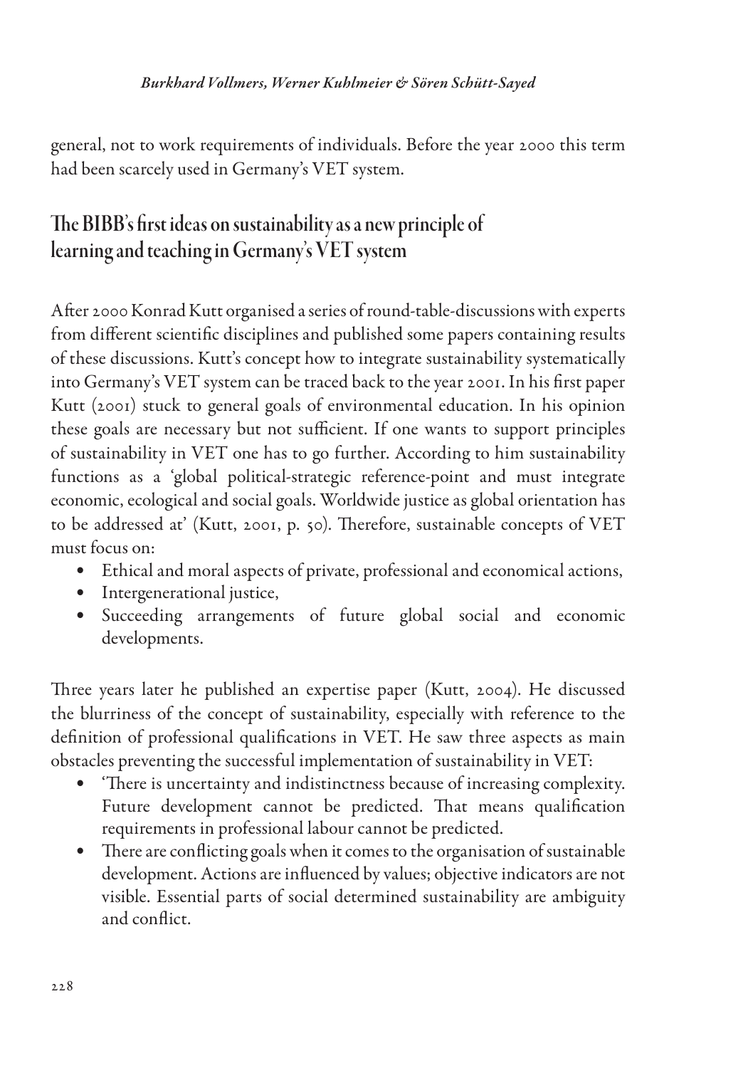general, not to work requirements of individuals. Before the year 2000 this term had been scarcely used in Germany's VET system.

## The BIBB's first ideas on sustainability as a new principle of learning and teaching in Germany's VET system

After 2000 Konrad Kutt organised a series of round-table-discussions with experts from different scientific disciplines and published some papers containing results of these discussions. Kutt's concept how to integrate sustainability systematically into Germany's VET system can be traced back to the year 2001. In his first paper Kutt (2001) stuck to general goals of environmental education. In his opinion these goals are necessary but not sufficient. If one wants to support principles of sustainability in VET one has to go further. According to him sustainability functions as a 'global political-strategic reference-point and must integrate economic, ecological and social goals. Worldwide justice as global orientation has to be addressed at' (Kutt, 2001, p. 50). Therefore, sustainable concepts of VET must focus on:

- Ethical and moral aspects of private, professional and economical actions,
- Intergenerational justice,
- Succeeding arrangements of future global social and economic developments.

Three years later he published an expertise paper (Kutt, 2004). He discussed the blurriness of the concept of sustainability, especially with reference to the definition of professional qualifications in VET. He saw three aspects as main obstacles preventing the successful implementation of sustainability in VET:

- 'There is uncertainty and indistinctness because of increasing complexity. Future development cannot be predicted. That means qualification requirements in professional labour cannot be predicted.
- There are conflicting goals when it comes to the organisation of sustainable development. Actions are influenced by values; objective indicators are not visible. Essential parts of social determined sustainability are ambiguity and conflict.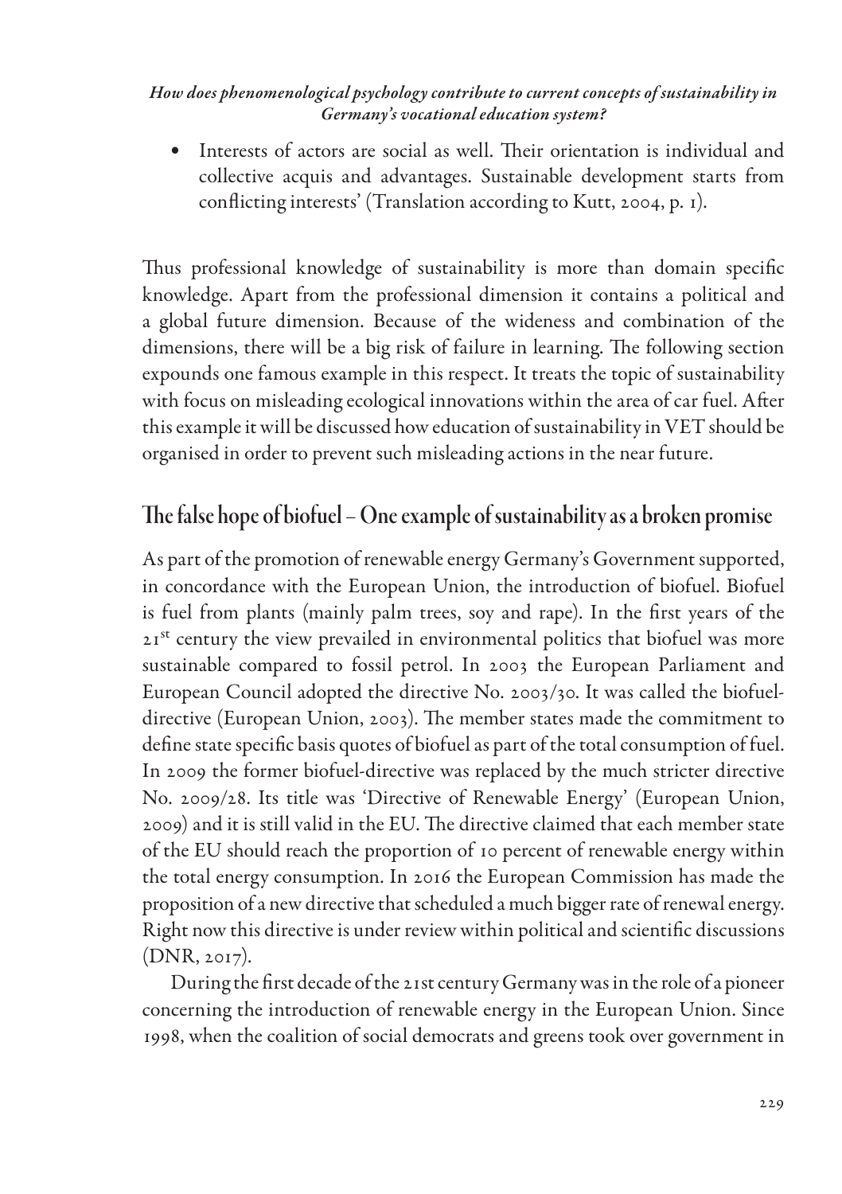- Interests of actors are social as well. Their orientation is individual and collective acquis and advantages. Sustainable development starts from conflicting interests' (Translation according to Kutt, 2004, p. 1).

Thus professional knowledge of sustainability is more than domain specific knowledge. Apart from the professional dimension it contains a political and a global future dimension. Because of the wideness and combination of the dimensions, there will be a big risk of failure in learning. The following section expounds one famous example in this respect. It treats the topic of sustainability with focus on misleading ecological innovations within the area of car fuel. After this example it will be discussed how education of sustainability in VET should be organised in order to prevent such misleading actions in the near future.

## The false hope of biofuel – One example of sustainability as a broken promise

As part of the promotion of renewable energy Germany's Government supported, in concordance with the European Union, the introduction of biofuel. Biofuel is fuel from plants (mainly palm trees, soy and rape). In the first years of the 21st century the view prevailed in environmental politics that biofuel was more sustainable compared to fossil petrol. In 2003 the European Parliament and European Council adopted the directive No. 2003/30. It was called the biofuel-directive (European Union, 2003). The member states made the commitment to define state specific basis quotes of biofuel as part of the total consumption of fuel. In 2009 the former biofuel-directive was replaced by the much stricter directive No. 2009/28. Its title was 'Directive of Renewable Energy' (European Union, 2009) and it is still valid in the EU. The directive claimed that each member state of the EU should reach the proportion of 10 percent of renewable energy within the total energy consumption. In 2016 the European Commission has made the proposition of a new directive that scheduled a much bigger rate of renewal energy. Right now this directive is under review within political and scientific discussions (DNR, 2017).

During the first decade of the 21st century Germany was in the role of a pioneer concerning the introduction of renewable energy in the European Union. Since 1998, when the coalition of social democrats and greens took over government in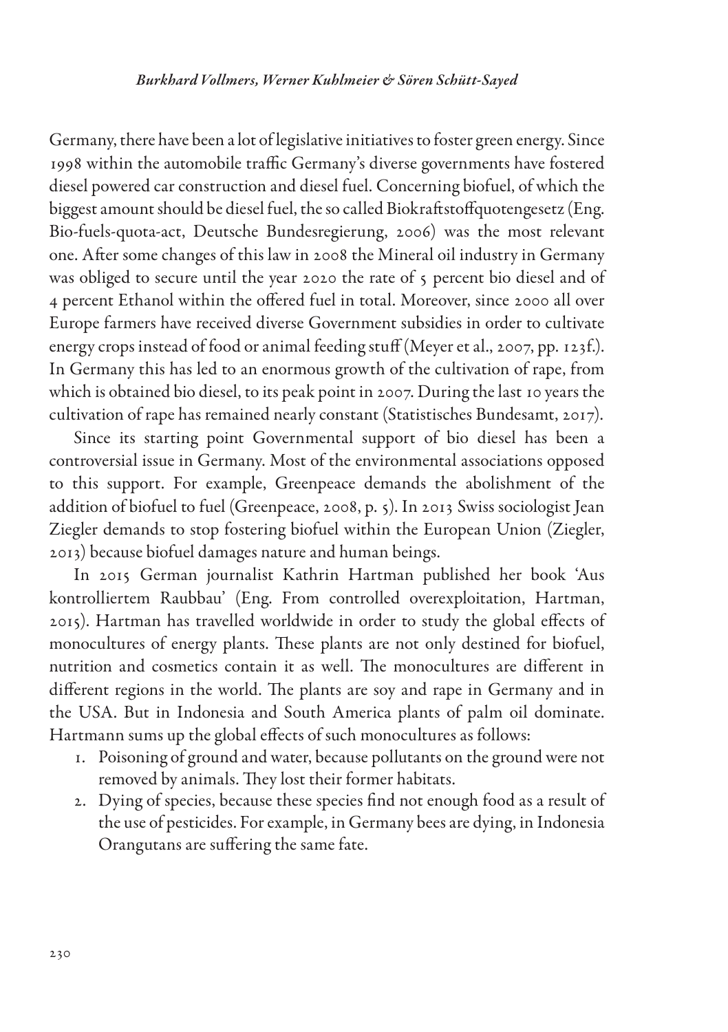Germany, there have been a lot of legislative initiatives to foster green energy. Since 1998 within the automobile traffic Germany's diverse governments have fostered diesel powered car construction and diesel fuel. Concerning biofuel, of which the biggest amount should be diesel fuel, the so called Biokraftstoffquotengesetz (Eng. Bio-fuels-quota-act, Deutsche Bundesregierung, 2006) was the most relevant one. After some changes of this law in 2008 the Mineral oil industry in Germany was obliged to secure until the year 2020 the rate of 5 percent bio diesel and of 4 percent Ethanol within the offered fuel in total. Moreover, since 2000 all over Europe farmers have received diverse Government subsidies in order to cultivate energy crops instead of food or animal feeding stuff (Meyer et al., 2007, pp. 123f.). In Germany this has led to an enormous growth of the cultivation of rape, from which is obtained bio diesel, to its peak point in 2007. During the last 10 years the cultivation of rape has remained nearly constant (Statistisches Bundesamt, 2017).

Since its starting point Governmental support of bio diesel has been a controversial issue in Germany. Most of the environmental associations opposed to this support. For example, Greenpeace demands the abolishment of the addition of biofuel to fuel (Greenpeace, 2008, p. 5). In 2013 Swiss sociologist Jean Ziegler demands to stop fostering biofuel within the European Union (Ziegler, 2013) because biofuel damages nature and human beings.

In 2015 German journalist Kathrin Hartman published her book 'Aus kontrolliertem Raubbau' (Eng. From controlled overexploitation, Hartman, 2015). Hartman has travelled worldwide in order to study the global effects of monocultures of energy plants. These plants are not only destined for biofuel, nutrition and cosmetics contain it as well. The monocultures are different in different regions in the world. The plants are soy and rape in Germany and in the USA. But in Indonesia and South America plants of palm oil dominate. Hartmann sums up the global effects of such monocultures as follows:

1. Poisoning of ground and water, because pollutants on the ground were not removed by animals. They lost their former habitats.
2. Dying of species, because these species find not enough food as a result of the use of pesticides. For example, in Germany bees are dying, in Indonesia Orangutans are suffering the same fate.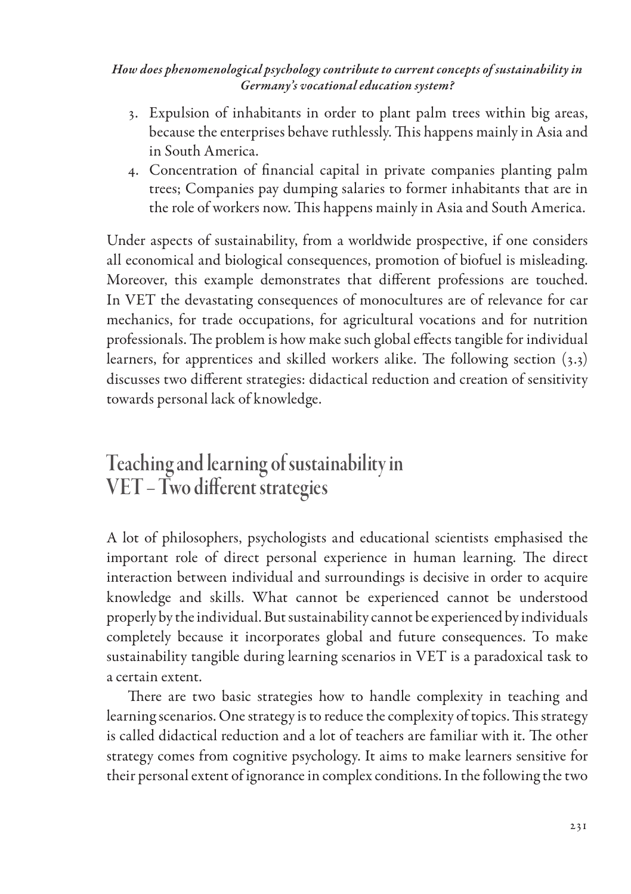3. Expulsion of inhabitants in order to plant palm trees within big areas, because the enterprises behave ruthlessly. This happens mainly in Asia and in South America.
4. Concentration of financial capital in private companies planting palm trees; Companies pay dumping salaries to former inhabitants that are in the role of workers now. This happens mainly in Asia and South America.

Under aspects of sustainability, from a worldwide prospective, if one considers all economical and biological consequences, promotion of biofuel is misleading. Moreover, this example demonstrates that different professions are touched. In VET the devastating consequences of monocultures are of relevance for car mechanics, for trade occupations, for agricultural vocations and for nutrition professionals. The problem is how make such global effects tangible for individual learners, for apprentices and skilled workers alike. The following section (3.3) discusses two different strategies: didactical reduction and creation of sensitivity towards personal lack of knowledge.

## Teaching and learning of sustainability in VET – Two different strategies

A lot of philosophers, psychologists and educational scientists emphasised the important role of direct personal experience in human learning. The direct interaction between individual and surroundings is decisive in order to acquire knowledge and skills. What cannot be experienced cannot be understood properly by the individual. But sustainability cannot be experienced by individuals completely because it incorporates global and future consequences. To make sustainability tangible during learning scenarios in VET is a paradoxical task to a certain extent.

There are two basic strategies how to handle complexity in teaching and learning scenarios. One strategy is to reduce the complexity of topics. This strategy is called didactical reduction and a lot of teachers are familiar with it. The other strategy comes from cognitive psychology. It aims to make learners sensitive for their personal extent of ignorance in complex conditions. In the following the two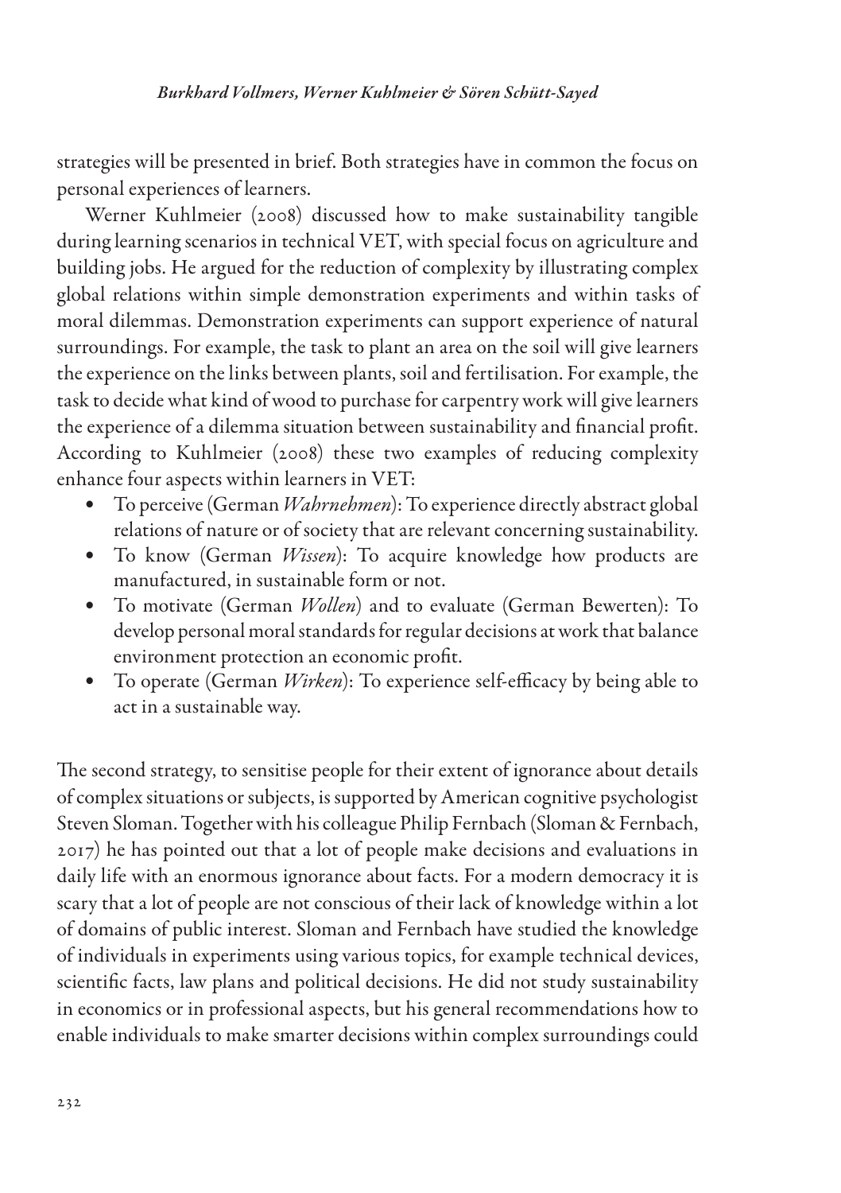strategies will be presented in brief. Both strategies have in common the focus on personal experiences of learners.

Werner Kuhlmeier (2008) discussed how to make sustainability tangible during learning scenarios in technical VET, with special focus on agriculture and building jobs. He argued for the reduction of complexity by illustrating complex global relations within simple demonstration experiments and within tasks of moral dilemmas. Demonstration experiments can support experience of natural surroundings. For example, the task to plant an area on the soil will give learners the experience on the links between plants, soil and fertilisation. For example, the task to decide what kind of wood to purchase for carpentry work will give learners the experience of a dilemma situation between sustainability and financial profit. According to Kuhlmeier (2008) these two examples of reducing complexity enhance four aspects within learners in VET:

- To perceive (German *Wahrnehmen*): To experience directly abstract global relations of nature or of society that are relevant concerning sustainability.
- To know (German *Wissen*): To acquire knowledge how products are manufactured, in sustainable form or not.
- To motivate (German *Wollen*) and to evaluate (German Bewerten): To develop personal moral standards for regular decisions at work that balance environment protection an economic profit.
- To operate (German *Wirken*): To experience self-efficacy by being able to act in a sustainable way.

The second strategy, to sensitise people for their extent of ignorance about details of complex situations or subjects, is supported by American cognitive psychologist Steven Sloman. Together with his colleague Philip Fernbach (Sloman & Fernbach, 2017) he has pointed out that a lot of people make decisions and evaluations in daily life with an enormous ignorance about facts. For a modern democracy it is scary that a lot of people are not conscious of their lack of knowledge within a lot of domains of public interest. Sloman and Fernbach have studied the knowledge of individuals in experiments using various topics, for example technical devices, scientific facts, law plans and political decisions. He did not study sustainability in economics or in professional aspects, but his general recommendations how to enable individuals to make smarter decisions within complex surroundings could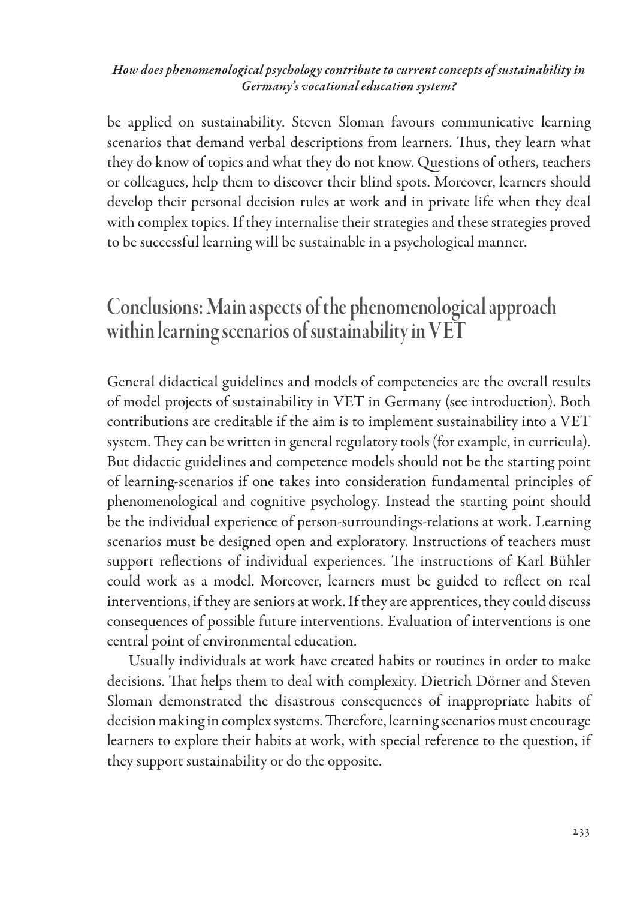be applied on sustainability. Steven Sloman favours communicative learning scenarios that demand verbal descriptions from learners. Thus, they learn what they do know of topics and what they do not know. Questions of others, teachers or colleagues, help them to discover their blind spots. Moreover, learners should develop their personal decision rules at work and in private life when they deal with complex topics. If they internalise their strategies and these strategies proved to be successful learning will be sustainable in a psychological manner.

## Conclusions: Main aspects of the phenomenological approach within learning scenarios of sustainability in VET

General didactical guidelines and models of competencies are the overall results of model projects of sustainability in VET in Germany (see introduction). Both contributions are creditable if the aim is to implement sustainability into a VET system. They can be written in general regulatory tools (for example, in curricula). But didactic guidelines and competence models should not be the starting point of learning-scenarios if one takes into consideration fundamental principles of phenomenological and cognitive psychology. Instead the starting point should be the individual experience of person-surroundings-relations at work. Learning scenarios must be designed open and exploratory. Instructions of teachers must support reflections of individual experiences. The instructions of Karl Bühler could work as a model. Moreover, learners must be guided to reflect on real interventions, if they are seniors at work. If they are apprentices, they could discuss consequences of possible future interventions. Evaluation of interventions is one central point of environmental education.

Usually individuals at work have created habits or routines in order to make decisions. That helps them to deal with complexity. Dietrich Dörner and Steven Sloman demonstrated the disastrous consequences of inappropriate habits of decision making in complex systems. Therefore, learning scenarios must encourage learners to explore their habits at work, with special reference to the question, if they support sustainability or do the opposite.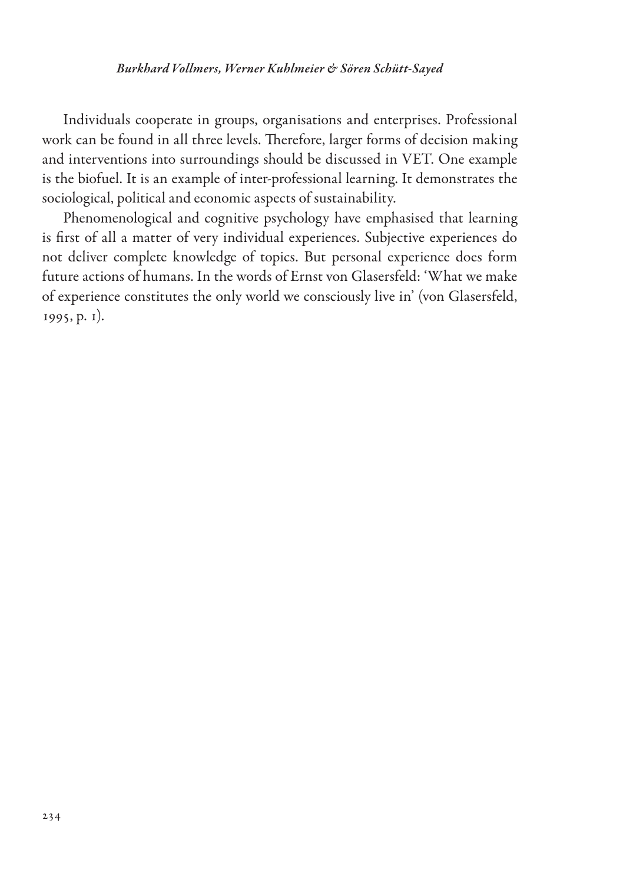Individuals cooperate in groups, organisations and enterprises. Professional work can be found in all three levels. Therefore, larger forms of decision making and interventions into surroundings should be discussed in VET. One example is the biofuel. It is an example of inter-professional learning. It demonstrates the sociological, political and economic aspects of sustainability.

Phenomenological and cognitive psychology have emphasised that learning is first of all a matter of very individual experiences. Subjective experiences do not deliver complete knowledge of topics. But personal experience does form future actions of humans. In the words of Ernst von Glasersfeld: 'What we make of experience constitutes the only world we consciously live in' (von Glasersfeld, 1995, p. 1).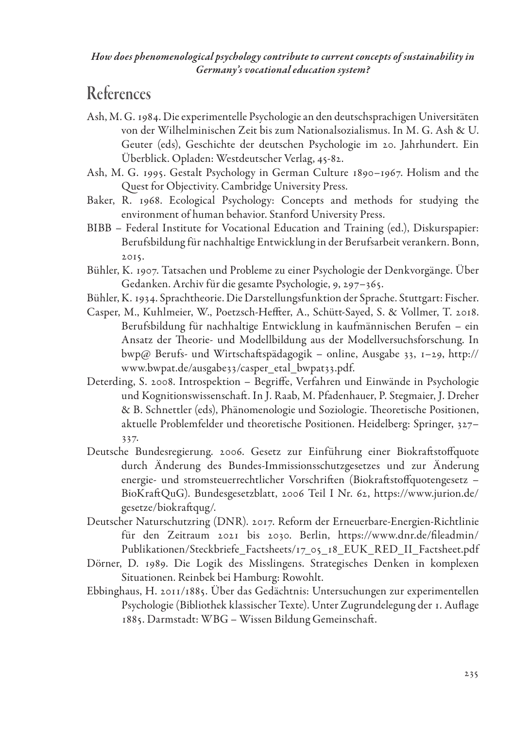## References

Ash, M. G. 1984. Die experimentelle Psychologie an den deutschsprachigen Universitäten von der Wilhelminischen Zeit bis zum Nationalsozialismus. In M. G. Ash & U. Geuter (eds), Geschichte der deutschen Psychologie im 20. Jahrhundert. Ein Überblick. Opladen: Westdeutscher Verlag, 45-82.

Ash, M. G. 1995. Gestalt Psychology in German Culture 1890–1967. Holism and the Quest for Objectivity. Cambridge University Press.

Baker, R. 1968. Ecological Psychology: Concepts and methods for studying the environment of human behavior. Stanford University Press.

BIBB – Federal Institute for Vocational Education and Training (ed.), Diskurspapier: Berufsbildung für nachhaltige Entwicklung in der Berufsarbeit verankern. Bonn, 2015.

Bühler, K. 1907. Tatsachen und Probleme zu einer Psychologie der Denkvorgänge. Über Gedanken. Archiv für die gesamte Psychologie, 9, 297–365.

Bühler, K. 1934. Sprachtheorie. Die Darstellungsfunktion der Sprache. Stuttgart: Fischer.

Casper, M., Kuhlmeier, W., Poetzsch-Heffter, A., Schütt-Sayed, S. & Vollmer, T. 2018. Berufsbildung für nachhaltige Entwicklung in kaufmännischen Berufen – ein Ansatz der Theorie- und Modellbildung aus der Modellversuchsforschung. In bwp@ Berufs- und Wirtschaftspädagogik – online, Ausgabe 33, 1–29, http://www.bwpat.de/ausgabe33/casper_etal_bwpat33.pdf.

Deterding, S. 2008. Introspektion – Begriffe, Verfahren und Einwände in Psychologie und Kognitionswissenschaft. In J. Raab, M. Pfadenhauer, P. Stegmaier, J. Dreher & B. Schnettler (eds), Phänomenologie und Soziologie. Theoretische Positionen, aktuelle Problemfelder und theoretische Positionen. Heidelberg: Springer, 327–337.

Deutsche Bundesregierung. 2006. Gesetz zur Einführung einer Biokraftstoffquote durch Änderung des Bundes-Immissionsschutzgesetzes und zur Änderung energie- und stromsteuerrechtlicher Vorschriften (Biokraftstoffquotengesetz – BioKraftQuG). Bundesgesetzblatt, 2006 Teil I Nr. 62, https://www.jurion.de/gesetze/biokraftqug/.

Deutscher Naturschutzring (DNR). 2017. Reform der Erneuerbare-Energien-Richtlinie für den Zeitraum 2021 bis 2030. Berlin, https://www.dnr.de/fileadmin/Publikationen/Steckbriefe_Factsheets/17_05_18_EUK_RED_II_Factsheet.pdf

Dörner, D. 1989. Die Logik des Misslingens. Strategisches Denken in komplexen Situationen. Reinbek bei Hamburg: Rowohlt.

Ebbinghaus, H. 2011/1885. Über das Gedächtnis: Untersuchungen zur experimentellen Psychologie (Bibliothek klassischer Texte). Unter Zugrundelegung der 1. Auflage 1885. Darmstadt: WBG – Wissen Bildung Gemeinschaft.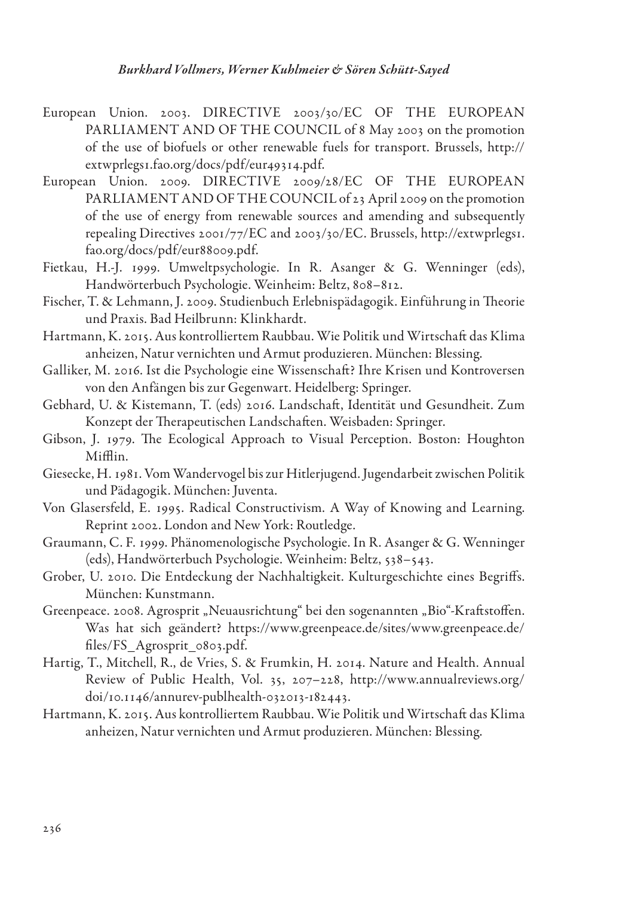European Union. 2003. DIRECTIVE 2003/30/EC OF THE EUROPEAN PARLIAMENT AND OF THE COUNCIL of 8 May 2003 on the promotion of the use of biofuels or other renewable fuels for transport. Brussels, http://extwprlegs1.fao.org/docs/pdf/eur49314.pdf.

European Union. 2009. DIRECTIVE 2009/28/EC OF THE EUROPEAN PARLIAMENT AND OF THE COUNCIL of 23 April 2009 on the promotion of the use of energy from renewable sources and amending and subsequently repealing Directives 2001/77/EC and 2003/30/EC. Brussels, http://extwprlegs1.fao.org/docs/pdf/eur88009.pdf.

Fietkau, H.-J. 1999. Umweltpsychologie. In R. Asanger & G. Wenninger (eds), Handwörterbuch Psychologie. Weinheim: Beltz, 808–812.

Fischer, T. & Lehmann, J. 2009. Studienbuch Erlebnispädagogik. Einführung in Theorie und Praxis. Bad Heilbrunn: Klinkhardt.

Hartmann, K. 2015. Aus kontrolliertem Raubbau. Wie Politik und Wirtschaft das Klima anheizen, Natur vernichten und Armut produzieren. München: Blessing.

Galliker, M. 2016. Ist die Psychologie eine Wissenschaft? Ihre Krisen und Kontroversen von den Anfängen bis zur Gegenwart. Heidelberg: Springer.

Gebhard, U. & Kistemann, T. (eds) 2016. Landschaft, Identität und Gesundheit. Zum Konzept der Therapeutischen Landschaften. Weisbaden: Springer.

Gibson, J. 1979. The Ecological Approach to Visual Perception. Boston: Houghton Mifflin.

Giesecke, H. 1981. Vom Wandervogel bis zur Hitlerjugend. Jugendarbeit zwischen Politik und Pädagogik. München: Juventa.

Von Glasersfeld, E. 1995. Radical Constructivism. A Way of Knowing and Learning. Reprint 2002. London and New York: Routledge.

Graumann, C. F. 1999. Phänomenologische Psychologie. In R. Asanger & G. Wenninger (eds), Handwörterbuch Psychologie. Weinheim: Beltz, 538–543.

Grober, U. 2010. Die Entdeckung der Nachhaltigkeit. Kulturgeschichte eines Begriffs. München: Kunstmann.

Greenpeace. 2008. Agrosprit „Neuausrichtung" bei den sogenannten „Bio"-Kraftstoffen. Was hat sich geändert? https://www.greenpeace.de/sites/www.greenpeace.de/files/FS_Agrosprit_0803.pdf.

Hartig, T., Mitchell, R., de Vries, S. & Frumkin, H. 2014. Nature and Health. Annual Review of Public Health, Vol. 35, 207–228, http://www.annualreviews.org/doi/10.1146/annurev-publhealth-032013-182443.

Hartmann, K. 2015. Aus kontrolliertem Raubbau. Wie Politik und Wirtschaft das Klima anheizen, Natur vernichten und Armut produzieren. München: Blessing.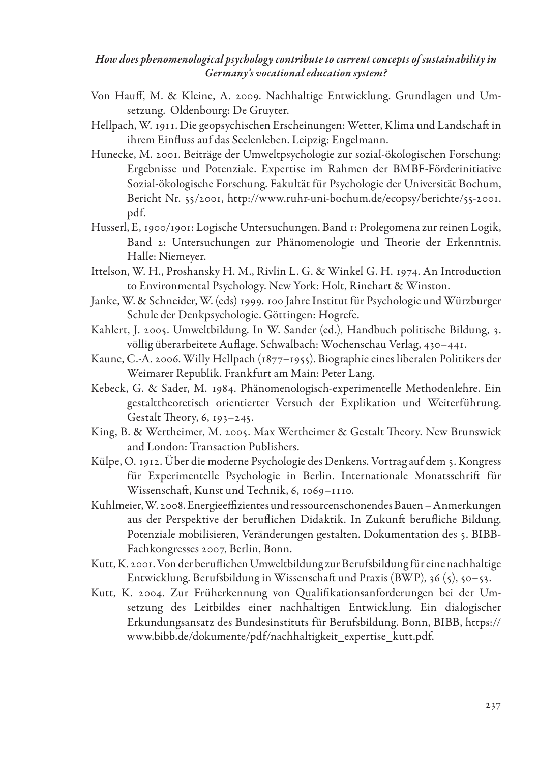Von Hauff, M. & Kleine, A. 2009. Nachhaltige Entwicklung. Grundlagen und Umsetzung. Oldenbourg: De Gruyter.

Hellpach, W. 1911. Die geopsychischen Erscheinungen: Wetter, Klima und Landschaft in ihrem Einfluss auf das Seelenleben. Leipzig: Engelmann.

Hunecke, M. 2001. Beiträge der Umweltpsychologie zur sozial-ökologischen Forschung: Ergebnisse und Potenziale. Expertise im Rahmen der BMBF-Förderinitiative Sozial-ökologische Forschung. Fakultät für Psychologie der Universität Bochum, Bericht Nr. 55/2001, http://www.ruhr-uni-bochum.de/ecopsy/berichte/55-2001.pdf.

Husserl, E, 1900/1901: Logische Untersuchungen. Band 1: Prolegomena zur reinen Logik, Band 2: Untersuchungen zur Phänomenologie und Theorie der Erkenntnis. Halle: Niemeyer.

Ittelson, W. H., Proshansky H. M., Rivlin L. G. & Winkel G. H. 1974. An Introduction to Environmental Psychology. New York: Holt, Rinehart & Winston.

Janke, W. & Schneider, W. (eds) 1999. 100 Jahre Institut für Psychologie und Würzburger Schule der Denkpsychologie. Göttingen: Hogrefe.

Kahlert, J. 2005. Umweltbildung. In W. Sander (ed.), Handbuch politische Bildung, 3. völlig überarbeitete Auflage. Schwalbach: Wochenschau Verlag, 430–441.

Kaune, C.-A. 2006. Willy Hellpach (1877–1955). Biographie eines liberalen Politikers der Weimarer Republik. Frankfurt am Main: Peter Lang.

Kebeck, G. & Sader, M. 1984. Phänomenologisch-experimentelle Methodenlehre. Ein gestalttheoretisch orientierter Versuch der Explikation und Weiterführung. Gestalt Theory, 6, 193–245.

King, B. & Wertheimer, M. 2005. Max Wertheimer & Gestalt Theory. New Brunswick and London: Transaction Publishers.

Külpe, O. 1912. Über die moderne Psychologie des Denkens. Vortrag auf dem 5. Kongress für Experimentelle Psychologie in Berlin. Internationale Monatsschrift für Wissenschaft, Kunst und Technik, 6, 1069–1110.

Kuhlmeier, W. 2008. Energieeffizientes und ressourcenschonendes Bauen – Anmerkungen aus der Perspektive der beruflichen Didaktik. In Zukunft berufliche Bildung. Potenziale mobilisieren, Veränderungen gestalten. Dokumentation des 5. BIBB-Fachkongresses 2007, Berlin, Bonn.

Kutt, K. 2001. Von der beruflichen Umweltbildung zur Berufsbildung für eine nachhaltige Entwicklung. Berufsbildung in Wissenschaft und Praxis (BWP), 36 (5), 50–53.

Kutt, K. 2004. Zur Früherkennung von Qualifikationsanforderungen bei der Umsetzung des Leitbildes einer nachhaltigen Entwicklung. Ein dialogischer Erkundungsansatz des Bundesinstituts für Berufsbildung. Bonn, BIBB, https://www.bibb.de/dokumente/pdf/nachhaltigkeit_expertise_kutt.pdf.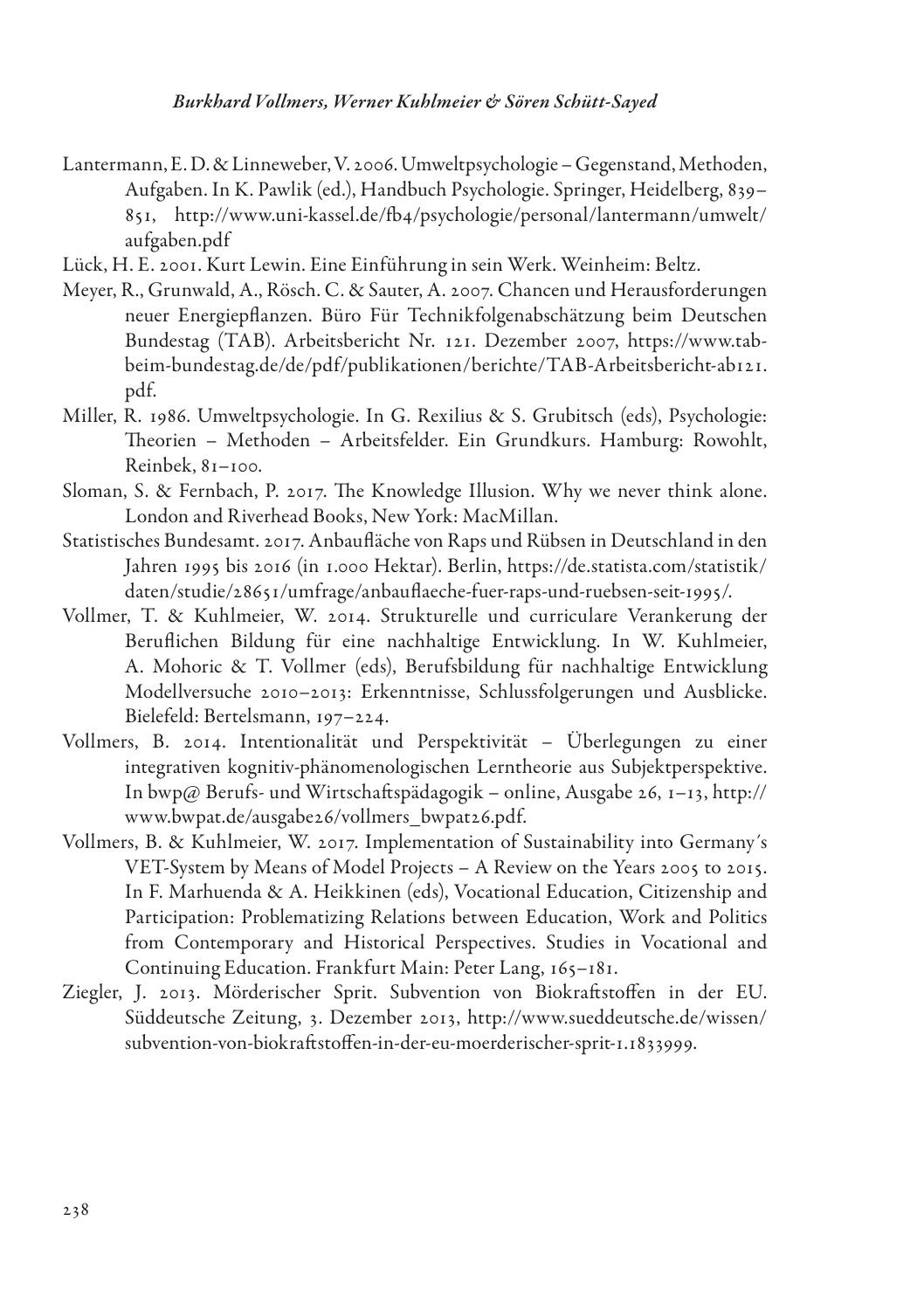Lantermann, E. D. & Linneweber, V. 2006. Umweltpsychologie – Gegenstand, Methoden, Aufgaben. In K. Pawlik (ed.), Handbuch Psychologie. Springer, Heidelberg, 839–851, http://www.uni-kassel.de/fb4/psychologie/personal/lantermann/umwelt/aufgaben.pdf

Lück, H. E. 2001. Kurt Lewin. Eine Einführung in sein Werk. Weinheim: Beltz.

Meyer, R., Grunwald, A., Rösch. C. & Sauter, A. 2007. Chancen und Herausforderungen neuer Energiepflanzen. Büro Für Technikfolgenabschätzung beim Deutschen Bundestag (TAB). Arbeitsbericht Nr. 121. Dezember 2007, https://www.tab-beim-bundestag.de/de/pdf/publikationen/berichte/TAB-Arbeitsbericht-ab121.pdf.

Miller, R. 1986. Umweltpsychologie. In G. Rexilius & S. Grubitsch (eds), Psychologie: Theorien – Methoden – Arbeitsfelder. Ein Grundkurs. Hamburg: Rowohlt, Reinbek, 81–100.

Sloman, S. & Fernbach, P. 2017. The Knowledge Illusion. Why we never think alone. London and Riverhead Books, New York: MacMillan.

Statistisches Bundesamt. 2017. Anbaufläche von Raps und Rübsen in Deutschland in den Jahren 1995 bis 2016 (in 1.000 Hektar). Berlin, https://de.statista.com/statistik/daten/studie/28651/umfrage/anbauflaeche-fuer-raps-und-ruebsen-seit-1995/.

Vollmer, T. & Kuhlmeier, W. 2014. Strukturelle und curriculare Verankerung der Beruflichen Bildung für eine nachhaltige Entwicklung. In W. Kuhlmeier, A. Mohoric & T. Vollmer (eds), Berufsbildung für nachhaltige Entwicklung Modellversuche 2010–2013: Erkenntnisse, Schlussfolgerungen und Ausblicke. Bielefeld: Bertelsmann, 197–224.

Vollmers, B. 2014. Intentionalität und Perspektivität – Überlegungen zu einer integrativen kognitiv-phänomenologischen Lerntheorie aus Subjektperspektive. In bwp@ Berufs- und Wirtschaftspädagogik – online, Ausgabe 26, 1–13, http://www.bwpat.de/ausgabe26/vollmers_bwpat26.pdf.

Vollmers, B. & Kuhlmeier, W. 2017. Implementation of Sustainability into Germany′s VET-System by Means of Model Projects – A Review on the Years 2005 to 2015. In F. Marhuenda & A. Heikkinen (eds), Vocational Education, Citizenship and Participation: Problematizing Relations between Education, Work and Politics from Contemporary and Historical Perspectives. Studies in Vocational and Continuing Education. Frankfurt Main: Peter Lang, 165–181.

Ziegler, J. 2013. Mörderischer Sprit. Subvention von Biokraftstoffen in der EU. Süddeutsche Zeitung, 3. Dezember 2013, http://www.sueddeutsche.de/wissen/subvention-von-biokraftstoffen-in-der-eu-moerderischer-sprit-1.1833999.